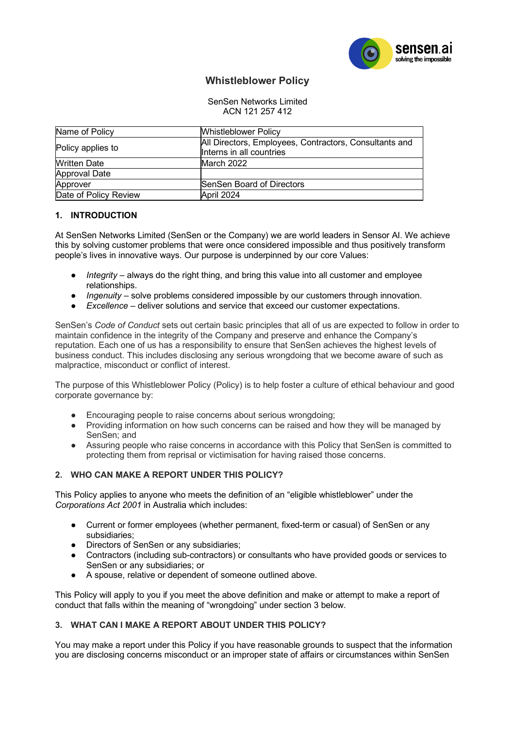# Whistleblower Policy

SenSen Networks Limited
ACN 121 257 412

| Name of Policy | Whistleblower Policy |
|---|---|
| Policy applies to | All Directors, Employees, Contractors, Consultants and Interns in all countries |
| Written Date | March 2022 |
| Approval Date | |
| Approver | SenSen Board of Directors |
| Date of Policy Review | April 2024 |

## 1. INTRODUCTION

At SenSen Networks Limited (SenSen or the Company) we are world leaders in Sensor AI. We achieve this by solving customer problems that were once considered impossible and thus positively transform people's lives in innovative ways. Our purpose is underpinned by our core Values:

- *Integrity* – always do the right thing, and bring this value into all customer and employee relationships.
- *Ingenuity* – solve problems considered impossible by our customers through innovation.
- *Excellence* – deliver solutions and service that exceed our customer expectations.

SenSen's *Code of Conduct* sets out certain basic principles that all of us are expected to follow in order to maintain confidence in the integrity of the Company and preserve and enhance the Company's reputation. Each one of us has a responsibility to ensure that SenSen achieves the highest levels of business conduct. This includes disclosing any serious wrongdoing that we become aware of such as malpractice, misconduct or conflict of interest.

The purpose of this Whistleblower Policy (Policy) is to help foster a culture of ethical behaviour and good corporate governance by:

- Encouraging people to raise concerns about serious wrongdoing;
- Providing information on how such concerns can be raised and how they will be managed by SenSen; and
- Assuring people who raise concerns in accordance with this Policy that SenSen is committed to protecting them from reprisal or victimisation for having raised those concerns.

## 2. WHO CAN MAKE A REPORT UNDER THIS POLICY?

This Policy applies to anyone who meets the definition of an "eligible whistleblower" under the *Corporations Act 2001* in Australia which includes:

- Current or former employees (whether permanent, fixed-term or casual) of SenSen or any subsidiaries;
- Directors of SenSen or any subsidiaries;
- Contractors (including sub-contractors) or consultants who have provided goods or services to SenSen or any subsidiaries; or
- A spouse, relative or dependent of someone outlined above.

This Policy will apply to you if you meet the above definition and make or attempt to make a report of conduct that falls within the meaning of "wrongdoing" under section 3 below.

## 3. WHAT CAN I MAKE A REPORT ABOUT UNDER THIS POLICY?

You may make a report under this Policy if you have reasonable grounds to suspect that the information you are disclosing concerns misconduct or an improper state of affairs or circumstances within SenSen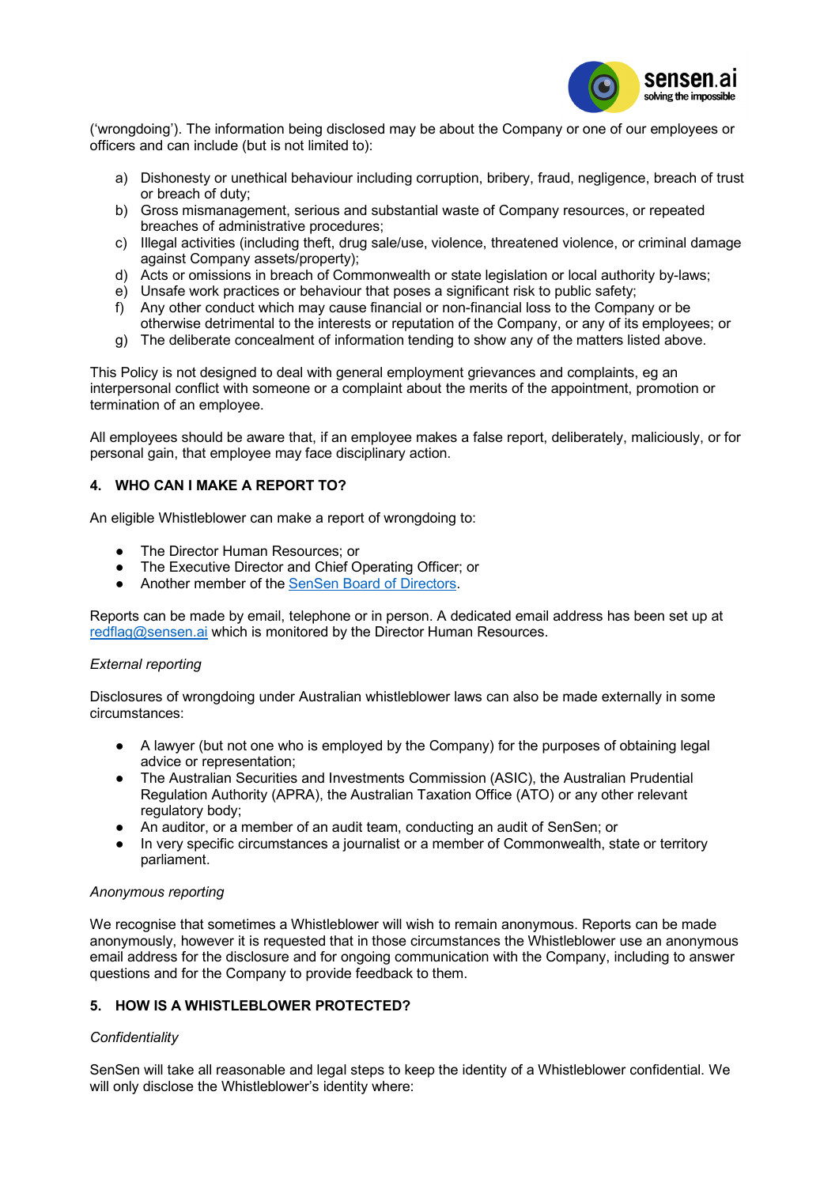('wrongdoing'). The information being disclosed may be about the Company or one of our employees or officers and can include (but is not limited to):

a) Dishonesty or unethical behaviour including corruption, bribery, fraud, negligence, breach of trust or breach of duty;
b) Gross mismanagement, serious and substantial waste of Company resources, or repeated breaches of administrative procedures;
c) Illegal activities (including theft, drug sale/use, violence, threatened violence, or criminal damage against Company assets/property);
d) Acts or omissions in breach of Commonwealth or state legislation or local authority by-laws;
e) Unsafe work practices or behaviour that poses a significant risk to public safety;
f) Any other conduct which may cause financial or non-financial loss to the Company or be otherwise detrimental to the interests or reputation of the Company, or any of its employees; or
g) The deliberate concealment of information tending to show any of the matters listed above.

This Policy is not designed to deal with general employment grievances and complaints, eg an interpersonal conflict with someone or a complaint about the merits of the appointment, promotion or termination of an employee.

All employees should be aware that, if an employee makes a false report, deliberately, maliciously, or for personal gain, that employee may face disciplinary action.

## 4. WHO CAN I MAKE A REPORT TO?

An eligible Whistleblower can make a report of wrongdoing to:

- The Director Human Resources; or
- The Executive Director and Chief Operating Officer; or
- Another member of the SenSen Board of Directors.

Reports can be made by email, telephone or in person. A dedicated email address has been set up at redflag@sensen.ai which is monitored by the Director Human Resources.

*External reporting*

Disclosures of wrongdoing under Australian whistleblower laws can also be made externally in some circumstances:

- A lawyer (but not one who is employed by the Company) for the purposes of obtaining legal advice or representation;
- The Australian Securities and Investments Commission (ASIC), the Australian Prudential Regulation Authority (APRA), the Australian Taxation Office (ATO) or any other relevant regulatory body;
- An auditor, or a member of an audit team, conducting an audit of SenSen; or
- In very specific circumstances a journalist or a member of Commonwealth, state or territory parliament.

*Anonymous reporting*

We recognise that sometimes a Whistleblower will wish to remain anonymous. Reports can be made anonymously, however it is requested that in those circumstances the Whistleblower use an anonymous email address for the disclosure and for ongoing communication with the Company, including to answer questions and for the Company to provide feedback to them.

## 5. HOW IS A WHISTLEBLOWER PROTECTED?

*Confidentiality*

SenSen will take all reasonable and legal steps to keep the identity of a Whistleblower confidential. We will only disclose the Whistleblower's identity where: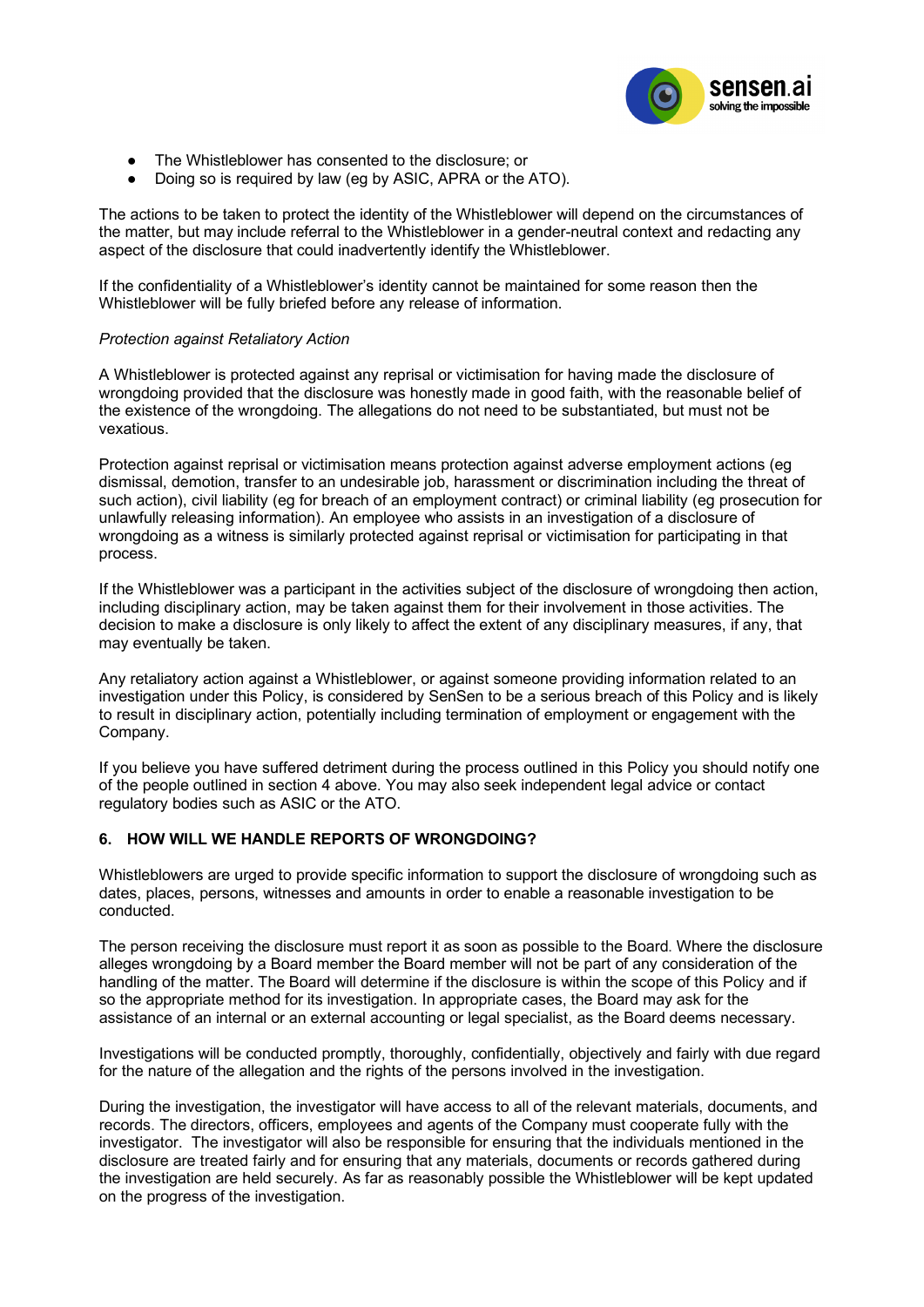- The Whistleblower has consented to the disclosure; or
- Doing so is required by law (eg by ASIC, APRA or the ATO).

The actions to be taken to protect the identity of the Whistleblower will depend on the circumstances of the matter, but may include referral to the Whistleblower in a gender-neutral context and redacting any aspect of the disclosure that could inadvertently identify the Whistleblower.

If the confidentiality of a Whistleblower's identity cannot be maintained for some reason then the Whistleblower will be fully briefed before any release of information.

*Protection against Retaliatory Action*

A Whistleblower is protected against any reprisal or victimisation for having made the disclosure of wrongdoing provided that the disclosure was honestly made in good faith, with the reasonable belief of the existence of the wrongdoing. The allegations do not need to be substantiated, but must not be vexatious.

Protection against reprisal or victimisation means protection against adverse employment actions (eg dismissal, demotion, transfer to an undesirable job, harassment or discrimination including the threat of such action), civil liability (eg for breach of an employment contract) or criminal liability (eg prosecution for unlawfully releasing information). An employee who assists in an investigation of a disclosure of wrongdoing as a witness is similarly protected against reprisal or victimisation for participating in that process.

If the Whistleblower was a participant in the activities subject of the disclosure of wrongdoing then action, including disciplinary action, may be taken against them for their involvement in those activities. The decision to make a disclosure is only likely to affect the extent of any disciplinary measures, if any, that may eventually be taken.

Any retaliatory action against a Whistleblower, or against someone providing information related to an investigation under this Policy, is considered by SenSen to be a serious breach of this Policy and is likely to result in disciplinary action, potentially including termination of employment or engagement with the Company.

If you believe you have suffered detriment during the process outlined in this Policy you should notify one of the people outlined in section 4 above. You may also seek independent legal advice or contact regulatory bodies such as ASIC or the ATO.

## 6. HOW WILL WE HANDLE REPORTS OF WRONGDOING?

Whistleblowers are urged to provide specific information to support the disclosure of wrongdoing such as dates, places, persons, witnesses and amounts in order to enable a reasonable investigation to be conducted.

The person receiving the disclosure must report it as soon as possible to the Board. Where the disclosure alleges wrongdoing by a Board member the Board member will not be part of any consideration of the handling of the matter. The Board will determine if the disclosure is within the scope of this Policy and if so the appropriate method for its investigation. In appropriate cases, the Board may ask for the assistance of an internal or an external accounting or legal specialist, as the Board deems necessary.

Investigations will be conducted promptly, thoroughly, confidentially, objectively and fairly with due regard for the nature of the allegation and the rights of the persons involved in the investigation.

During the investigation, the investigator will have access to all of the relevant materials, documents, and records. The directors, officers, employees and agents of the Company must cooperate fully with the investigator. The investigator will also be responsible for ensuring that the individuals mentioned in the disclosure are treated fairly and for ensuring that any materials, documents or records gathered during the investigation are held securely. As far as reasonably possible the Whistleblower will be kept updated on the progress of the investigation.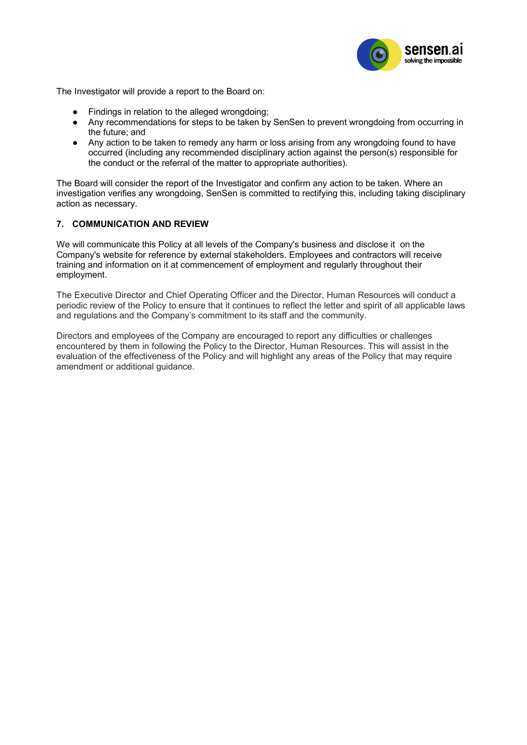The Investigator will provide a report to the Board on:

- Findings in relation to the alleged wrongdoing;
- Any recommendations for steps to be taken by SenSen to prevent wrongdoing from occurring in the future; and
- Any action to be taken to remedy any harm or loss arising from any wrongdoing found to have occurred (including any recommended disciplinary action against the person(s) responsible for the conduct or the referral of the matter to appropriate authorities).

The Board will consider the report of the Investigator and confirm any action to be taken. Where an investigation verifies any wrongdoing, SenSen is committed to rectifying this, including taking disciplinary action as necessary.

## 7. COMMUNICATION AND REVIEW

We will communicate this Policy at all levels of the Company's business and disclose it on the Company's website for reference by external stakeholders. Employees and contractors will receive training and information on it at commencement of employment and regularly throughout their employment.

The Executive Director and Chief Operating Officer and the Director, Human Resources will conduct a periodic review of the Policy to ensure that it continues to reflect the letter and spirit of all applicable laws and regulations and the Company's commitment to its staff and the community.

Directors and employees of the Company are encouraged to report any difficulties or challenges encountered by them in following the Policy to the Director, Human Resources. This will assist in the evaluation of the effectiveness of the Policy and will highlight any areas of the Policy that may require amendment or additional guidance.